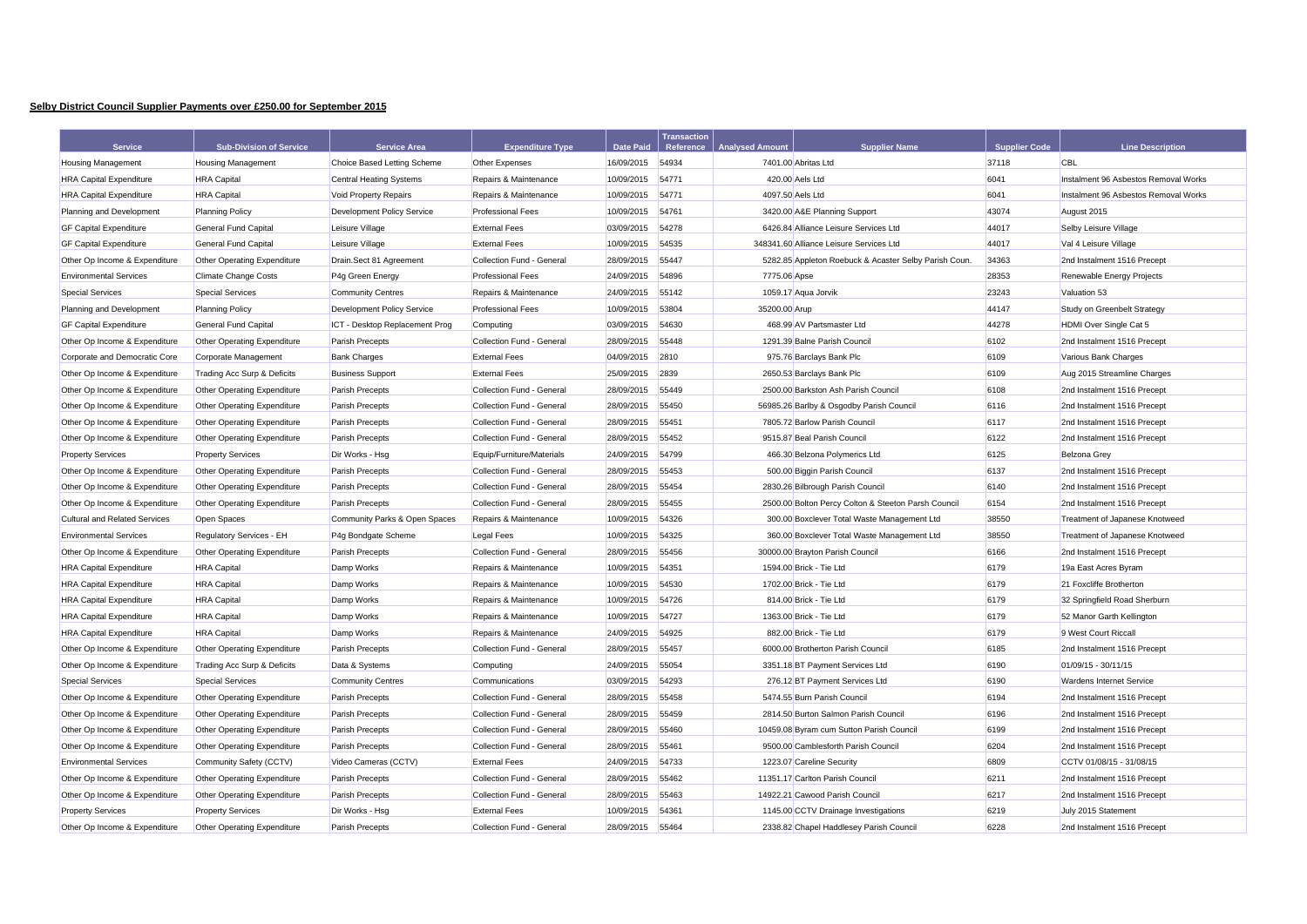**Selby District Council Supplier Payments over £250.00 for September 2015**

| Service | Sub-Division of Service | Service Area | Expenditure Type | Date Paid | Transaction Reference | Analysed Amount | Supplier Name | Supplier Code | Line Description |
|---|---|---|---|---|---|---|---|---|---|
| Housing Management | Housing Management | Choice Based Letting Scheme | Other Expenses | 16/09/2015 | 54934 | 7401.00 | Abritas Ltd | 37118 | CBL |
| HRA Capital Expenditure | HRA Capital | Central Heating Systems | Repairs & Maintenance | 10/09/2015 | 54771 | 420.00 | Aels Ltd | 6041 | Instalment 96 Asbestos Removal Works |
| HRA Capital Expenditure | HRA Capital | Void Property Repairs | Repairs & Maintenance | 10/09/2015 | 54771 | 4097.50 | Aels Ltd | 6041 | Instalment 96 Asbestos Removal Works |
| Planning and Development | Planning Policy | Development Policy Service | Professional Fees | 10/09/2015 | 54761 | 3420.00 | A&E Planning Support | 43074 | August 2015 |
| GF Capital Expenditure | General Fund Capital | Leisure Village | External Fees | 03/09/2015 | 54278 | 6426.84 | Alliance Leisure Services Ltd | 44017 | Selby Leisure Village |
| GF Capital Expenditure | General Fund Capital | Leisure Village | External Fees | 10/09/2015 | 54535 | 348341.60 | Alliance Leisure Services Ltd | 44017 | Val 4 Leisure Village |
| Other Op Income & Expenditure | Other Operating Expenditure | Drain.Sect 81 Agreement | Collection Fund - General | 28/09/2015 | 55447 | 5282.85 | Appleton Roebuck & Acaster Selby Parish Coun. | 34363 | 2nd Instalment 1516 Precept |
| Environmental Services | Climate Change Costs | P4g Green Energy | Professional Fees | 24/09/2015 | 54896 | 7775.06 | Apse | 28353 | Renewable Energy Projects |
| Special Services | Special Services | Community Centres | Repairs & Maintenance | 24/09/2015 | 55142 | 1059.17 | Aqua Jorvik | 23243 | Valuation 53 |
| Planning and Development | Planning Policy | Development Policy Service | Professional Fees | 10/09/2015 | 53804 | 35200.00 | Arup | 44147 | Study on Greenbelt Strategy |
| GF Capital Expenditure | General Fund Capital | ICT - Desktop Replacement Prog | Computing | 03/09/2015 | 54630 | 468.99 | AV Partsmaster Ltd | 44278 | HDMI Over Single Cat 5 |
| Other Op Income & Expenditure | Other Operating Expenditure | Parish Precepts | Collection Fund - General | 28/09/2015 | 55448 | 1291.39 | Balne Parish Council | 6102 | 2nd Instalment 1516 Precept |
| Corporate and Democratic Core | Corporate Management | Bank Charges | External Fees | 04/09/2015 | 2810 | 975.76 | Barclays Bank Plc | 6109 | Various Bank Charges |
| Other Op Income & Expenditure | Trading Acc Surp & Deficits | Business Support | External Fees | 25/09/2015 | 2839 | 2650.53 | Barclays Bank Plc | 6109 | Aug 2015 Streamline Charges |
| Other Op Income & Expenditure | Other Operating Expenditure | Parish Precepts | Collection Fund - General | 28/09/2015 | 55449 | 2500.00 | Barkston Ash Parish Council | 6108 | 2nd Instalment 1516 Precept |
| Other Op Income & Expenditure | Other Operating Expenditure | Parish Precepts | Collection Fund - General | 28/09/2015 | 55450 | 56985.26 | Barlby & Osgodby Parish Council | 6116 | 2nd Instalment 1516 Precept |
| Other Op Income & Expenditure | Other Operating Expenditure | Parish Precepts | Collection Fund - General | 28/09/2015 | 55451 | 7805.72 | Barlow Parish Council | 6117 | 2nd Instalment 1516 Precept |
| Other Op Income & Expenditure | Other Operating Expenditure | Parish Precepts | Collection Fund - General | 28/09/2015 | 55452 | 9515.87 | Beal Parish Council | 6122 | 2nd Instalment 1516 Precept |
| Property Services | Property Services | Dir Works - Hsg | Equip/Furniture/Materials | 24/09/2015 | 54799 | 466.30 | Belzona Polymerics Ltd | 6125 | Belzona Grey |
| Other Op Income & Expenditure | Other Operating Expenditure | Parish Precepts | Collection Fund - General | 28/09/2015 | 55453 | 500.00 | Biggin Parish Council | 6137 | 2nd Instalment 1516 Precept |
| Other Op Income & Expenditure | Other Operating Expenditure | Parish Precepts | Collection Fund - General | 28/09/2015 | 55454 | 2830.26 | Bilbrough Parish Council | 6140 | 2nd Instalment 1516 Precept |
| Other Op Income & Expenditure | Other Operating Expenditure | Parish Precepts | Collection Fund - General | 28/09/2015 | 55455 | 2500.00 | Bolton Percy Colton & Steeton Parish Council | 6154 | 2nd Instalment 1516 Precept |
| Cultural and Related Services | Open Spaces | Community Parks & Open Spaces | Repairs & Maintenance | 10/09/2015 | 54326 | 300.00 | Boxclever Total Waste Management Ltd | 38550 | Treatment of Japanese Knotweed |
| Environmental Services | Regulatory Services - EH | P4g Bondgate Scheme | Legal Fees | 10/09/2015 | 54325 | 360.00 | Boxclever Total Waste Management Ltd | 38550 | Treatment of Japanese Knotweed |
| Other Op Income & Expenditure | Other Operating Expenditure | Parish Precepts | Collection Fund - General | 28/09/2015 | 55456 | 30000.00 | Brayton Parish Council | 6166 | 2nd Instalment 1516 Precept |
| HRA Capital Expenditure | HRA Capital | Damp Works | Repairs & Maintenance | 10/09/2015 | 54351 | 1594.00 | Brick - Tie Ltd | 6179 | 19a East Acres Byram |
| HRA Capital Expenditure | HRA Capital | Damp Works | Repairs & Maintenance | 10/09/2015 | 54530 | 1702.00 | Brick - Tie Ltd | 6179 | 21 Foxcliffe Brotherton |
| HRA Capital Expenditure | HRA Capital | Damp Works | Repairs & Maintenance | 10/09/2015 | 54726 | 814.00 | Brick - Tie Ltd | 6179 | 32 Springfield Road Sherburn |
| HRA Capital Expenditure | HRA Capital | Damp Works | Repairs & Maintenance | 10/09/2015 | 54727 | 1363.00 | Brick - Tie Ltd | 6179 | 52 Manor Garth Kellington |
| HRA Capital Expenditure | HRA Capital | Damp Works | Repairs & Maintenance | 24/09/2015 | 54925 | 882.00 | Brick - Tie Ltd | 6179 | 9 West Court Riccall |
| Other Op Income & Expenditure | Other Operating Expenditure | Parish Precepts | Collection Fund - General | 28/09/2015 | 55457 | 6000.00 | Brotherton Parish Council | 6185 | 2nd Instalment 1516 Precept |
| Other Op Income & Expenditure | Trading Acc Surp & Deficits | Data & Systems | Computing | 24/09/2015 | 55054 | 3351.18 | BT Payment Services Ltd | 6190 | 01/09/15 - 30/11/15 |
| Special Services | Special Services | Community Centres | Communications | 03/09/2015 | 54293 | 276.12 | BT Payment Services Ltd | 6190 | Wardens Internet Service |
| Other Op Income & Expenditure | Other Operating Expenditure | Parish Precepts | Collection Fund - General | 28/09/2015 | 55458 | 5474.55 | Burn Parish Council | 6194 | 2nd Instalment 1516 Precept |
| Other Op Income & Expenditure | Other Operating Expenditure | Parish Precepts | Collection Fund - General | 28/09/2015 | 55459 | 2814.50 | Burton Salmon Parish Council | 6196 | 2nd Instalment 1516 Precept |
| Other Op Income & Expenditure | Other Operating Expenditure | Parish Precepts | Collection Fund - General | 28/09/2015 | 55460 | 10459.08 | Byram cum Sutton Parish Council | 6199 | 2nd Instalment 1516 Precept |
| Other Op Income & Expenditure | Other Operating Expenditure | Parish Precepts | Collection Fund - General | 28/09/2015 | 55461 | 9500.00 | Camblesforth Parish Council | 6204 | 2nd Instalment 1516 Precept |
| Environmental Services | Community Safety (CCTV) | Video Cameras (CCTV) | External Fees | 24/09/2015 | 54733 | 1223.07 | Careline Security | 6809 | CCTV 01/08/15 - 31/08/15 |
| Other Op Income & Expenditure | Other Operating Expenditure | Parish Precepts | Collection Fund - General | 28/09/2015 | 55462 | 11351.17 | Carlton Parish Council | 6211 | 2nd Instalment 1516 Precept |
| Other Op Income & Expenditure | Other Operating Expenditure | Parish Precepts | Collection Fund - General | 28/09/2015 | 55463 | 14922.21 | Cawood Parish Council | 6217 | 2nd Instalment 1516 Precept |
| Property Services | Property Services | Dir Works - Hsg | External Fees | 10/09/2015 | 54361 | 1145.00 | CCTV Drainage Investigations | 6219 | July 2015 Statement |
| Other Op Income & Expenditure | Other Operating Expenditure | Parish Precepts | Collection Fund - General | 28/09/2015 | 55464 | 2338.82 | Chapel Haddlesey Parish Council | 6228 | 2nd Instalment 1516 Precept |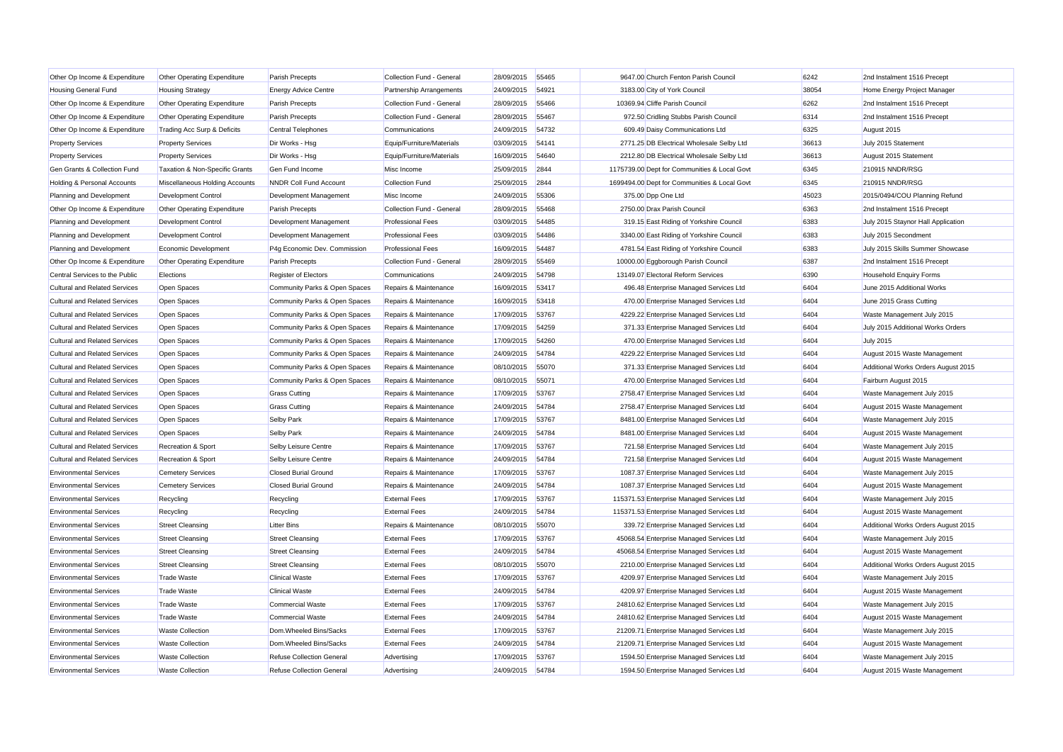| | | | | | | | | | |
|---|---|---|---|---|---|---|---|---|---|
| Other Op Income & Expenditure | Other Operating Expenditure | Parish Precepts | Collection Fund - General | 28/09/2015 | 55465 | 9647.00 | Church Fenton Parish Council | 6242 | 2nd Instalment 1516 Precept |
| Housing General Fund | Housing Strategy | Energy Advice Centre | Partnership Arrangements | 24/09/2015 | 54921 | 3183.00 | City of York Council | 38054 | Home Energy Project Manager |
| Other Op Income & Expenditure | Other Operating Expenditure | Parish Precepts | Collection Fund - General | 28/09/2015 | 55466 | 10369.94 | Cliffe Parish Council | 6262 | 2nd Instalment 1516 Precept |
| Other Op Income & Expenditure | Other Operating Expenditure | Parish Precepts | Collection Fund - General | 28/09/2015 | 55467 | 972.50 | Cridling Stubbs Parish Council | 6314 | 2nd Instalment 1516 Precept |
| Other Op Income & Expenditure | Trading Acc Surp & Deficits | Central Telephones | Communications | 24/09/2015 | 54732 | 609.49 | Daisy Communications Ltd | 6325 | August 2015 |
| Property Services | Property Services | Dir Works - Hsg | Equip/Furniture/Materials | 03/09/2015 | 54141 | 2771.25 | DB Electrical Wholesale Selby Ltd | 36613 | July 2015 Statement |
| Property Services | Property Services | Dir Works - Hsg | Equip/Furniture/Materials | 16/09/2015 | 54640 | 2212.80 | DB Electrical Wholesale Selby Ltd | 36613 | August 2015 Statement |
| Gen Grants & Collection Fund | Taxation & Non-Specific Grants | Gen Fund Income | Misc Income | 25/09/2015 | 2844 | 1175739.00 | Dept for Communities & Local Govt | 6345 | 210915 NNDR/RSG |
| Holding & Personal Accounts | Miscellaneous Holding Accounts | NNDR Coll Fund Account | Collection Fund | 25/09/2015 | 2844 | 1699494.00 | Dept for Communities & Local Govt | 6345 | 210915 NNDR/RSG |
| Planning and Development | Development Control | Development Management | Misc Income | 24/09/2015 | 55306 | 375.00 | Dpp One Ltd | 45023 | 2015/0494/COU Planning Refund |
| Other Op Income & Expenditure | Other Operating Expenditure | Parish Precepts | Collection Fund - General | 28/09/2015 | 55468 | 2750.00 | Drax Parish Council | 6363 | 2nd Instalment 1516 Precept |
| Planning and Development | Development Control | Development Management | Professional Fees | 03/09/2015 | 54485 | 319.15 | East Riding of Yorkshire Council | 6383 | July 2015 Staynor Hall Application |
| Planning and Development | Development Control | Development Management | Professional Fees | 03/09/2015 | 54486 | 3340.00 | East Riding of Yorkshire Council | 6383 | July 2015 Secondment |
| Planning and Development | Economic Development | P4g Economic Dev. Commission | Professional Fees | 16/09/2015 | 54487 | 4781.54 | East Riding of Yorkshire Council | 6383 | July 2015 Skills Summer Showcase |
| Other Op Income & Expenditure | Other Operating Expenditure | Parish Precepts | Collection Fund - General | 28/09/2015 | 55469 | 10000.00 | Eggborough Parish Council | 6387 | 2nd Instalment 1516 Precept |
| Central Services to the Public | Elections | Register of Electors | Communications | 24/09/2015 | 54798 | 13149.07 | Electoral Reform Services | 6390 | Household Enquiry Forms |
| Cultural and Related Services | Open Spaces | Community Parks & Open Spaces | Repairs & Maintenance | 16/09/2015 | 53417 | 496.48 | Enterprise Managed Services Ltd | 6404 | June 2015 Additional Works |
| Cultural and Related Services | Open Spaces | Community Parks & Open Spaces | Repairs & Maintenance | 16/09/2015 | 53418 | 470.00 | Enterprise Managed Services Ltd | 6404 | June 2015 Grass Cutting |
| Cultural and Related Services | Open Spaces | Community Parks & Open Spaces | Repairs & Maintenance | 17/09/2015 | 53767 | 4229.22 | Enterprise Managed Services Ltd | 6404 | Waste Management July 2015 |
| Cultural and Related Services | Open Spaces | Community Parks & Open Spaces | Repairs & Maintenance | 17/09/2015 | 54259 | 371.33 | Enterprise Managed Services Ltd | 6404 | July 2015 Additional Works Orders |
| Cultural and Related Services | Open Spaces | Community Parks & Open Spaces | Repairs & Maintenance | 17/09/2015 | 54260 | 470.00 | Enterprise Managed Services Ltd | 6404 | July 2015 |
| Cultural and Related Services | Open Spaces | Community Parks & Open Spaces | Repairs & Maintenance | 24/09/2015 | 54784 | 4229.22 | Enterprise Managed Services Ltd | 6404 | August 2015 Waste Management |
| Cultural and Related Services | Open Spaces | Community Parks & Open Spaces | Repairs & Maintenance | 08/10/2015 | 55070 | 371.33 | Enterprise Managed Services Ltd | 6404 | Additional Works Orders August 2015 |
| Cultural and Related Services | Open Spaces | Community Parks & Open Spaces | Repairs & Maintenance | 08/10/2015 | 55071 | 470.00 | Enterprise Managed Services Ltd | 6404 | Fairburn August 2015 |
| Cultural and Related Services | Open Spaces | Grass Cutting | Repairs & Maintenance | 17/09/2015 | 53767 | 2758.47 | Enterprise Managed Services Ltd | 6404 | Waste Management July 2015 |
| Cultural and Related Services | Open Spaces | Grass Cutting | Repairs & Maintenance | 24/09/2015 | 54784 | 2758.47 | Enterprise Managed Services Ltd | 6404 | August 2015 Waste Management |
| Cultural and Related Services | Open Spaces | Selby Park | Repairs & Maintenance | 17/09/2015 | 53767 | 8481.00 | Enterprise Managed Services Ltd | 6404 | Waste Management July 2015 |
| Cultural and Related Services | Open Spaces | Selby Park | Repairs & Maintenance | 24/09/2015 | 54784 | 8481.00 | Enterprise Managed Services Ltd | 6404 | August 2015 Waste Management |
| Cultural and Related Services | Recreation & Sport | Selby Leisure Centre | Repairs & Maintenance | 17/09/2015 | 53767 | 721.58 | Enterprise Managed Services Ltd | 6404 | Waste Management July 2015 |
| Cultural and Related Services | Recreation & Sport | Selby Leisure Centre | Repairs & Maintenance | 24/09/2015 | 54784 | 721.58 | Enterprise Managed Services Ltd | 6404 | August 2015 Waste Management |
| Environmental Services | Cemetery Services | Closed Burial Ground | Repairs & Maintenance | 17/09/2015 | 53767 | 1087.37 | Enterprise Managed Services Ltd | 6404 | Waste Management July 2015 |
| Environmental Services | Cemetery Services | Closed Burial Ground | Repairs & Maintenance | 24/09/2015 | 54784 | 1087.37 | Enterprise Managed Services Ltd | 6404 | August 2015 Waste Management |
| Environmental Services | Recycling | Recycling | External Fees | 17/09/2015 | 53767 | 115371.53 | Enterprise Managed Services Ltd | 6404 | Waste Management July 2015 |
| Environmental Services | Recycling | Recycling | External Fees | 24/09/2015 | 54784 | 115371.53 | Enterprise Managed Services Ltd | 6404 | August 2015 Waste Management |
| Environmental Services | Street Cleansing | Litter Bins | Repairs & Maintenance | 08/10/2015 | 55070 | 339.72 | Enterprise Managed Services Ltd | 6404 | Additional Works Orders August 2015 |
| Environmental Services | Street Cleansing | Street Cleansing | External Fees | 17/09/2015 | 53767 | 45068.54 | Enterprise Managed Services Ltd | 6404 | Waste Management July 2015 |
| Environmental Services | Street Cleansing | Street Cleansing | External Fees | 24/09/2015 | 54784 | 45068.54 | Enterprise Managed Services Ltd | 6404 | August 2015 Waste Management |
| Environmental Services | Street Cleansing | Street Cleansing | External Fees | 08/10/2015 | 55070 | 2210.00 | Enterprise Managed Services Ltd | 6404 | Additional Works Orders August 2015 |
| Environmental Services | Trade Waste | Clinical Waste | External Fees | 17/09/2015 | 53767 | 4209.97 | Enterprise Managed Services Ltd | 6404 | Waste Management July 2015 |
| Environmental Services | Trade Waste | Clinical Waste | External Fees | 24/09/2015 | 54784 | 4209.97 | Enterprise Managed Services Ltd | 6404 | August 2015 Waste Management |
| Environmental Services | Trade Waste | Commercial Waste | External Fees | 17/09/2015 | 53767 | 24810.62 | Enterprise Managed Services Ltd | 6404 | Waste Management July 2015 |
| Environmental Services | Trade Waste | Commercial Waste | External Fees | 24/09/2015 | 54784 | 24810.62 | Enterprise Managed Services Ltd | 6404 | August 2015 Waste Management |
| Environmental Services | Waste Collection | Dom.Wheeled Bins/Sacks | External Fees | 17/09/2015 | 53767 | 21209.71 | Enterprise Managed Services Ltd | 6404 | Waste Management July 2015 |
| Environmental Services | Waste Collection | Dom.Wheeled Bins/Sacks | External Fees | 24/09/2015 | 54784 | 21209.71 | Enterprise Managed Services Ltd | 6404 | August 2015 Waste Management |
| Environmental Services | Waste Collection | Refuse Collection General | Advertising | 17/09/2015 | 53767 | 1594.50 | Enterprise Managed Services Ltd | 6404 | Waste Management July 2015 |
| Environmental Services | Waste Collection | Refuse Collection General | Advertising | 24/09/2015 | 54784 | 1594.50 | Enterprise Managed Services Ltd | 6404 | August 2015 Waste Management |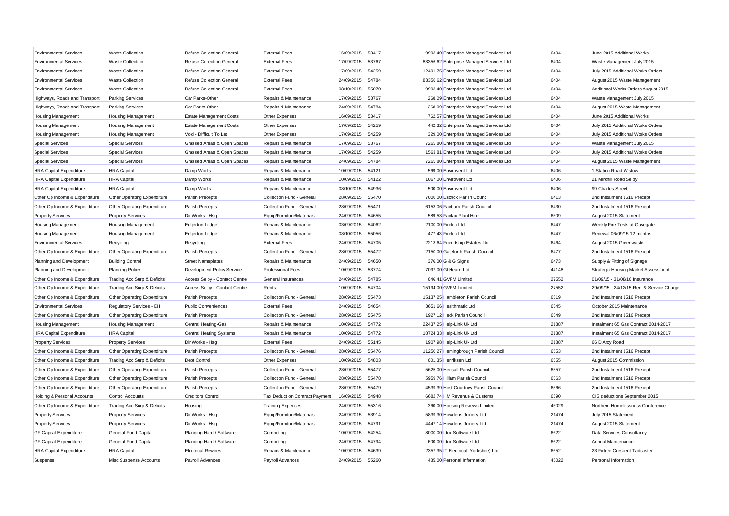| Environmental Services | Waste Collection | Refuse Collection General | External Fees | 16/09/2015 | 53417 | 9993.40 | Enterprise Managed Services Ltd | 6404 | June 2015 Additional Works |
|---|---|---|---|---|---|---|---|---|---|
| Environmental Services | Waste Collection | Refuse Collection General | External Fees | 17/09/2015 | 53767 | 83356.62 | Enterprise Managed Services Ltd | 6404 | Waste Management July 2015 |
| Environmental Services | Waste Collection | Refuse Collection General | External Fees | 17/09/2015 | 54259 | 12491.75 | Enterprise Managed Services Ltd | 6404 | July 2015 Additional Works Orders |
| Environmental Services | Waste Collection | Refuse Collection General | External Fees | 24/09/2015 | 54784 | 83356.62 | Enterprise Managed Services Ltd | 6404 | August 2015 Waste Management |
| Environmental Services | Waste Collection | Refuse Collection General | External Fees | 08/10/2015 | 55070 | 9993.40 | Enterprise Managed Services Ltd | 6404 | Additional Works Orders August 2015 |
| Highways, Roads and Transport | Parking Services | Car Parks-Other | Repairs & Maintenance | 17/09/2015 | 53767 | 268.09 | Enterprise Managed Services Ltd | 6404 | Waste Management July 2015 |
| Highways, Roads and Transport | Parking Services | Car Parks-Other | Repairs & Maintenance | 24/09/2015 | 54784 | 268.09 | Enterprise Managed Services Ltd | 6404 | August 2015 Waste Management |
| Housing Management | Housing Management | Estate Management Costs | Other Expenses | 16/09/2015 | 53417 | 762.57 | Enterprise Managed Services Ltd | 6404 | June 2015 Additional Works |
| Housing Management | Housing Management | Estate Management Costs | Other Expenses | 17/09/2015 | 54259 | 442.32 | Enterprise Managed Services Ltd | 6404 | July 2015 Additional Works Orders |
| Housing Management | Housing Management | Void - Difficult To Let | Other Expenses | 17/09/2015 | 54259 | 329.00 | Enterprise Managed Services Ltd | 6404 | July 2015 Additional Works Orders |
| Special Services | Special Services | Grassed Areas & Open Spaces | Repairs & Maintenance | 17/09/2015 | 53767 | 7265.80 | Enterprise Managed Services Ltd | 6404 | Waste Management July 2015 |
| Special Services | Special Services | Grassed Areas & Open Spaces | Repairs & Maintenance | 17/09/2015 | 54259 | 1563.81 | Enterprise Managed Services Ltd | 6404 | July 2015 Additional Works Orders |
| Special Services | Special Services | Grassed Areas & Open Spaces | Repairs & Maintenance | 24/09/2015 | 54784 | 7265.80 | Enterprise Managed Services Ltd | 6404 | August 2015 Waste Management |
| HRA Capital Expenditure | HRA Capital | Damp Works | Repairs & Maintenance | 10/09/2015 | 54121 | 569.00 | Envirovent Ltd | 6406 | 1 Station Road Wistow |
| HRA Capital Expenditure | HRA Capital | Damp Works | Repairs & Maintenance | 10/09/2015 | 54122 | 1067.00 | Envirovent Ltd | 6406 | 21 Mirkhill Road Selby |
| HRA Capital Expenditure | HRA Capital | Damp Works | Repairs & Maintenance | 08/10/2015 | 54936 | 500.00 | Envirovent Ltd | 6406 | 99 Charles Street |
| Other Op Income & Expenditure | Other Operating Expenditure | Parish Precepts | Collection Fund - General | 28/09/2015 | 55470 | 7000.00 | Escrick Parish Council | 6413 | 2nd Instalment 1516 Precept |
| Other Op Income & Expenditure | Other Operating Expenditure | Parish Precepts | Collection Fund - General | 28/09/2015 | 55471 | 6153.06 | Fairburn Parish Council | 6430 | 2nd Instalment 1516 Precept |
| Property Services | Property Services | Dir Works - Hsg | Equip/Furniture/Materials | 24/09/2015 | 54655 | 589.53 | Fairfax Plant Hire | 6509 | August 2015 Statement |
| Housing Management | Housing Management | Edgerton Lodge | Repairs & Maintenance | 03/09/2015 | 54062 | 2100.00 | Firelec Ltd | 6447 | Weekly Fire Tests at Ousegate |
| Housing Management | Housing Management | Edgerton Lodge | Repairs & Maintenance | 08/10/2015 | 55056 | 477.43 | Firelec Ltd | 6447 | Renewal 06/09/15 12 months |
| Environmental Services | Recycling | Recycling | External Fees | 24/09/2015 | 54705 | 2213.64 | Friendship Estates Ltd | 6464 | August 2015 Greenwaste |
| Other Op Income & Expenditure | Other Operating Expenditure | Parish Precepts | Collection Fund - General | 28/09/2015 | 55472 | 2150.00 | Gateforth Parish Council | 6477 | 2nd Instalment 1516 Precept |
| Planning and Development | Building Control | Street Nameplates | Repairs & Maintenance | 24/09/2015 | 54650 | 376.00 | G & G Signs | 6473 | Supply & Fitting of Signage |
| Planning and Development | Planning Policy | Development Policy Service | Professional Fees | 10/09/2015 | 53774 | 7097.00 | Gl Hearn Ltd | 44148 | Strategic Housing Market Assessment |
| Other Op Income & Expenditure | Trading Acc Surp & Deficits | Access Selby - Contact Centre | General Insurances | 24/09/2015 | 54785 | 646.41 | GVFM Limited | 27552 | 01/09/15 - 31/08/16 Insurance |
| Other Op Income & Expenditure | Trading Acc Surp & Deficits | Access Selby - Contact Centre | Rents | 10/09/2015 | 54704 | 15194.00 | GVFM Limited | 27552 | 29/09/15 - 24/12/15 Rent & Service Charge |
| Other Op Income & Expenditure | Other Operating Expenditure | Parish Precepts | Collection Fund - General | 28/09/2015 | 55473 | 15137.25 | Hambleton Parish Council | 6519 | 2nd Instalment 1516 Precept |
| Environmental Services | Regulatory Services - EH | Public Conveniences | External Fees | 24/09/2015 | 54654 | 3651.66 | Healthmatic Ltd | 6545 | October 2015 Maintenance |
| Other Op Income & Expenditure | Other Operating Expenditure | Parish Precepts | Collection Fund - General | 28/09/2015 | 55475 | 1927.12 | Heck Parish Council | 6549 | 2nd Instalment 1516 Precept |
| Housing Management | Housing Management | Central Heating-Gas | Repairs & Maintenance | 10/09/2015 | 54772 | 22437.25 | Help-Link Uk Ltd | 21887 | Instalment 65 Gas Contract 2014-2017 |
| HRA Capital Expenditure | HRA Capital | Central Heating Systems | Repairs & Maintenance | 10/09/2015 | 54772 | 18724.33 | Help-Link Uk Ltd | 21887 | Instalment 65 Gas Contract 2014-2017 |
| Property Services | Property Services | Dir Works - Hsg | External Fees | 24/09/2015 | 55145 | 1907.98 | Help-Link Uk Ltd | 21887 | 66 D'Arcy Road |
| Other Op Income & Expenditure | Other Operating Expenditure | Parish Precepts | Collection Fund - General | 28/09/2015 | 55476 | 11250.27 | Hemingbrough Parish Council | 6553 | 2nd Instalment 1516 Precept |
| Other Op Income & Expenditure | Trading Acc Surp & Deficits | Debt Control | Other Expenses | 10/09/2015 | 54803 | 601.35 | Henriksen Ltd | 6555 | August 2015 Commission |
| Other Op Income & Expenditure | Other Operating Expenditure | Parish Precepts | Collection Fund - General | 28/09/2015 | 55477 | 5625.00 | Hensall Parish Council | 6557 | 2nd Instalment 1516 Precept |
| Other Op Income & Expenditure | Other Operating Expenditure | Parish Precepts | Collection Fund - General | 28/09/2015 | 55478 | 5959.76 | Hillam Parish Council | 6563 | 2nd Instalment 1516 Precept |
| Other Op Income & Expenditure | Other Operating Expenditure | Parish Precepts | Collection Fund - General | 28/09/2015 | 55479 | 4539.39 | Hirst Courtney Parish Council | 6566 | 2nd Instalment 1516 Precept |
| Holding & Personal Accounts | Control Accounts | Creditors Control | Tax Deduct on Contract Payment | 16/09/2015 | 54948 | 6682.74 | HM Revenue & Customs | 6590 | CIS deductions September 2015 |
| Other Op Income & Expenditure | Trading Acc Surp & Deficits | Housing | Training Expenses | 24/09/2015 | 55316 | 360.00 | Housing Reviews Limited | 45029 | Northern Homelessness Conference |
| Property Services | Property Services | Dir Works - Hsg | Equip/Furniture/Materials | 24/09/2015 | 53914 | 5839.30 | Howdens Joinery Ltd | 21474 | July 2015 Statement |
| Property Services | Property Services | Dir Works - Hsg | Equip/Furniture/Materials | 24/09/2015 | 54791 | 4447.14 | Howdens Joinery Ltd | 21474 | August 2015 Statement |
| GF Capital Expenditure | General Fund Capital | Planning Hard / Software | Computing | 10/09/2015 | 54254 | 8000.00 | Idox Software Ltd | 6622 | Data Services Consultancy |
| GF Capital Expenditure | General Fund Capital | Planning Hard / Software | Computing | 24/09/2015 | 54794 | 600.00 | Idox Software Ltd | 6622 | Annual Maintenance |
| HRA Capital Expenditure | HRA Capital | Electrical Rewires | Repairs & Maintenance | 10/09/2015 | 54639 | 2357.35 | IT Electrical (Yorkshire) Ltd | 6652 | 23 Firtree Crescent Tadcaster |
| Suspense | Misc Suspense Accounts | Payroll Advances | Payroll Advances | 24/09/2015 | 55260 | 485.00 | Personal Information | 45022 | Personal Information |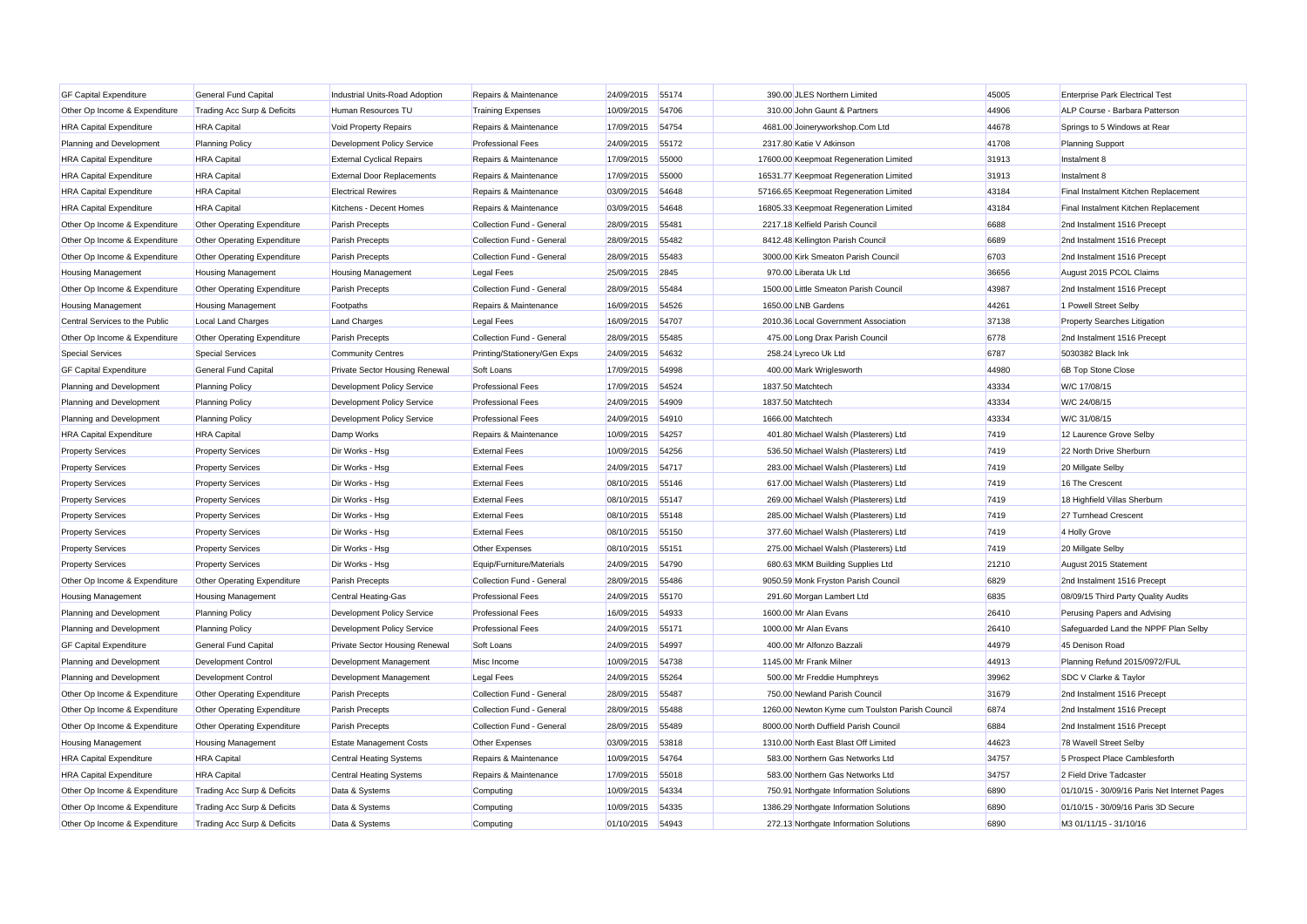| | | | | | | | | |
|---|---|---|---|---|---|---|---|---|
| GF Capital Expenditure | General Fund Capital | Industrial Units-Road Adoption | Repairs & Maintenance | 24/09/2015 | 55174 | 390.00 JLES Northern Limited | 45005 | Enterprise Park Electrical Test |
| Other Op Income & Expenditure | Trading Acc Surp & Deficits | Human Resources TU | Training Expenses | 10/09/2015 | 54706 | 310.00 John Gaunt & Partners | 44906 | ALP Course - Barbara Patterson |
| HRA Capital Expenditure | HRA Capital | Void Property Repairs | Repairs & Maintenance | 17/09/2015 | 54754 | 4681.00 Joineryworkshop.Com Ltd | 44678 | Springs to 5 Windows at Rear |
| Planning and Development | Planning Policy | Development Policy Service | Professional Fees | 24/09/2015 | 55172 | 2317.80 Katie V Atkinson | 41708 | Planning Support |
| HRA Capital Expenditure | HRA Capital | External Cyclical Repairs | Repairs & Maintenance | 17/09/2015 | 55000 | 17600.00 Keepmoat Regeneration Limited | 31913 | Instalment 8 |
| HRA Capital Expenditure | HRA Capital | External Door Replacements | Repairs & Maintenance | 17/09/2015 | 55000 | 16531.77 Keepmoat Regeneration Limited | 31913 | Instalment 8 |
| HRA Capital Expenditure | HRA Capital | Electrical Rewires | Repairs & Maintenance | 03/09/2015 | 54648 | 57166.65 Keepmoat Regeneration Limited | 43184 | Final Instalment Kitchen Replacement |
| HRA Capital Expenditure | HRA Capital | Kitchens - Decent Homes | Repairs & Maintenance | 03/09/2015 | 54648 | 16805.33 Keepmoat Regeneration Limited | 43184 | Final Instalment Kitchen Replacement |
| Other Op Income & Expenditure | Other Operating Expenditure | Parish Precepts | Collection Fund - General | 28/09/2015 | 55481 | 2217.18 Kelfield Parish Council | 6688 | 2nd Instalment 1516 Precept |
| Other Op Income & Expenditure | Other Operating Expenditure | Parish Precepts | Collection Fund - General | 28/09/2015 | 55482 | 8412.48 Kellington Parish Council | 6689 | 2nd Instalment 1516 Precept |
| Other Op Income & Expenditure | Other Operating Expenditure | Parish Precepts | Collection Fund - General | 28/09/2015 | 55483 | 3000.00 Kirk Smeaton Parish Council | 6703 | 2nd Instalment 1516 Precept |
| Housing Management | Housing Management | Housing Management | Legal Fees | 25/09/2015 | 2845 | 970.00 Liberata Uk Ltd | 36656 | August 2015 PCOL Claims |
| Other Op Income & Expenditure | Other Operating Expenditure | Parish Precepts | Collection Fund - General | 28/09/2015 | 55484 | 1500.00 Little Smeaton Parish Council | 43987 | 2nd Instalment 1516 Precept |
| Housing Management | Housing Management | Footpaths | Repairs & Maintenance | 16/09/2015 | 54526 | 1650.00 LNB Gardens | 44261 | 1 Powell Street Selby |
| Central Services to the Public | Local Land Charges | Land Charges | Legal Fees | 16/09/2015 | 54707 | 2010.36 Local Government Association | 37138 | Property Searches Litigation |
| Other Op Income & Expenditure | Other Operating Expenditure | Parish Precepts | Collection Fund - General | 28/09/2015 | 55485 | 475.00 Long Drax Parish Council | 6778 | 2nd Instalment 1516 Precept |
| Special Services | Special Services | Community Centres | Printing/Stationery/Gen Exps | 24/09/2015 | 54632 | 258.24 Lyreco Uk Ltd | 6787 | 5030382 Black Ink |
| GF Capital Expenditure | General Fund Capital | Private Sector Housing Renewal | Soft Loans | 17/09/2015 | 54998 | 400.00 Mark Wriglesworth | 44980 | 6B Top Stone Close |
| Planning and Development | Planning Policy | Development Policy Service | Professional Fees | 17/09/2015 | 54524 | 1837.50 Matchtech | 43334 | W/C 17/08/15 |
| Planning and Development | Planning Policy | Development Policy Service | Professional Fees | 24/09/2015 | 54909 | 1837.50 Matchtech | 43334 | W/C 24/08/15 |
| Planning and Development | Planning Policy | Development Policy Service | Professional Fees | 24/09/2015 | 54910 | 1666.00 Matchtech | 43334 | W/C 31/08/15 |
| HRA Capital Expenditure | HRA Capital | Damp Works | Repairs & Maintenance | 10/09/2015 | 54257 | 401.80 Michael Walsh (Plasterers) Ltd | 7419 | 12 Laurence Grove Selby |
| Property Services | Property Services | Dir Works - Hsg | External Fees | 10/09/2015 | 54256 | 536.50 Michael Walsh (Plasterers) Ltd | 7419 | 22 North Drive Sherburn |
| Property Services | Property Services | Dir Works - Hsg | External Fees | 24/09/2015 | 54717 | 283.00 Michael Walsh (Plasterers) Ltd | 7419 | 20 Millgate Selby |
| Property Services | Property Services | Dir Works - Hsg | External Fees | 08/10/2015 | 55146 | 617.00 Michael Walsh (Plasterers) Ltd | 7419 | 16 The Crescent |
| Property Services | Property Services | Dir Works - Hsg | External Fees | 08/10/2015 | 55147 | 269.00 Michael Walsh (Plasterers) Ltd | 7419 | 18 Highfield Villas Sherburn |
| Property Services | Property Services | Dir Works - Hsg | External Fees | 08/10/2015 | 55148 | 285.00 Michael Walsh (Plasterers) Ltd | 7419 | 27 Turnhead Crescent |
| Property Services | Property Services | Dir Works - Hsg | External Fees | 08/10/2015 | 55150 | 377.60 Michael Walsh (Plasterers) Ltd | 7419 | 4 Holly Grove |
| Property Services | Property Services | Dir Works - Hsg | Other Expenses | 08/10/2015 | 55151 | 275.00 Michael Walsh (Plasterers) Ltd | 7419 | 20 Millgate Selby |
| Property Services | Property Services | Dir Works - Hsg | Equip/Furniture/Materials | 24/09/2015 | 54790 | 680.63 MKM Building Supplies Ltd | 21210 | August 2015 Statement |
| Other Op Income & Expenditure | Other Operating Expenditure | Parish Precepts | Collection Fund - General | 28/09/2015 | 55486 | 9050.59 Monk Fryston Parish Council | 6829 | 2nd Instalment 1516 Precept |
| Housing Management | Housing Management | Central Heating-Gas | Professional Fees | 24/09/2015 | 55170 | 291.60 Morgan Lambert Ltd | 6835 | 08/09/15 Third Party Quality Audits |
| Planning and Development | Planning Policy | Development Policy Service | Professional Fees | 16/09/2015 | 54933 | 1600.00 Mr Alan Evans | 26410 | Perusing Papers and Advising |
| Planning and Development | Planning Policy | Development Policy Service | Professional Fees | 24/09/2015 | 55171 | 1000.00 Mr Alan Evans | 26410 | Safeguarded Land the NPPF Plan Selby |
| GF Capital Expenditure | General Fund Capital | Private Sector Housing Renewal | Soft Loans | 24/09/2015 | 54997 | 400.00 Mr Alfonzo Bazzali | 44979 | 45 Denison Road |
| Planning and Development | Development Control | Development Management | Misc Income | 10/09/2015 | 54738 | 1145.00 Mr Frank Milner | 44913 | Planning Refund 2015/0972/FUL |
| Planning and Development | Development Control | Development Management | Legal Fees | 24/09/2015 | 55264 | 500.00 Mr Freddie Humphreys | 39962 | SDC V Clarke & Taylor |
| Other Op Income & Expenditure | Other Operating Expenditure | Parish Precepts | Collection Fund - General | 28/09/2015 | 55487 | 750.00 Newland Parish Council | 31679 | 2nd Instalment 1516 Precept |
| Other Op Income & Expenditure | Other Operating Expenditure | Parish Precepts | Collection Fund - General | 28/09/2015 | 55488 | 1260.00 Newton Kyme cum Toulston Parish Council | 6874 | 2nd Instalment 1516 Precept |
| Other Op Income & Expenditure | Other Operating Expenditure | Parish Precepts | Collection Fund - General | 28/09/2015 | 55489 | 8000.00 North Duffield Parish Council | 6884 | 2nd Instalment 1516 Precept |
| Housing Management | Housing Management | Estate Management Costs | Other Expenses | 03/09/2015 | 53818 | 1310.00 North East Blast Off Limited | 44623 | 78 Wavell Street Selby |
| HRA Capital Expenditure | HRA Capital | Central Heating Systems | Repairs & Maintenance | 10/09/2015 | 54764 | 583.00 Northern Gas Networks Ltd | 34757 | 5 Prospect Place Camblesforth |
| HRA Capital Expenditure | HRA Capital | Central Heating Systems | Repairs & Maintenance | 17/09/2015 | 55018 | 583.00 Northern Gas Networks Ltd | 34757 | 2 Field Drive Tadcaster |
| Other Op Income & Expenditure | Trading Acc Surp & Deficits | Data & Systems | Computing | 10/09/2015 | 54334 | 750.91 Northgate Information Solutions | 6890 | 01/10/15 - 30/09/16 Paris Net Internet Pages |
| Other Op Income & Expenditure | Trading Acc Surp & Deficits | Data & Systems | Computing | 10/09/2015 | 54335 | 1386.29 Northgate Information Solutions | 6890 | 01/10/15 - 30/09/16 Paris 3D Secure |
| Other Op Income & Expenditure | Trading Acc Surp & Deficits | Data & Systems | Computing | 01/10/2015 | 54943 | 272.13 Northgate Information Solutions | 6890 | M3 01/11/15 - 31/10/16 |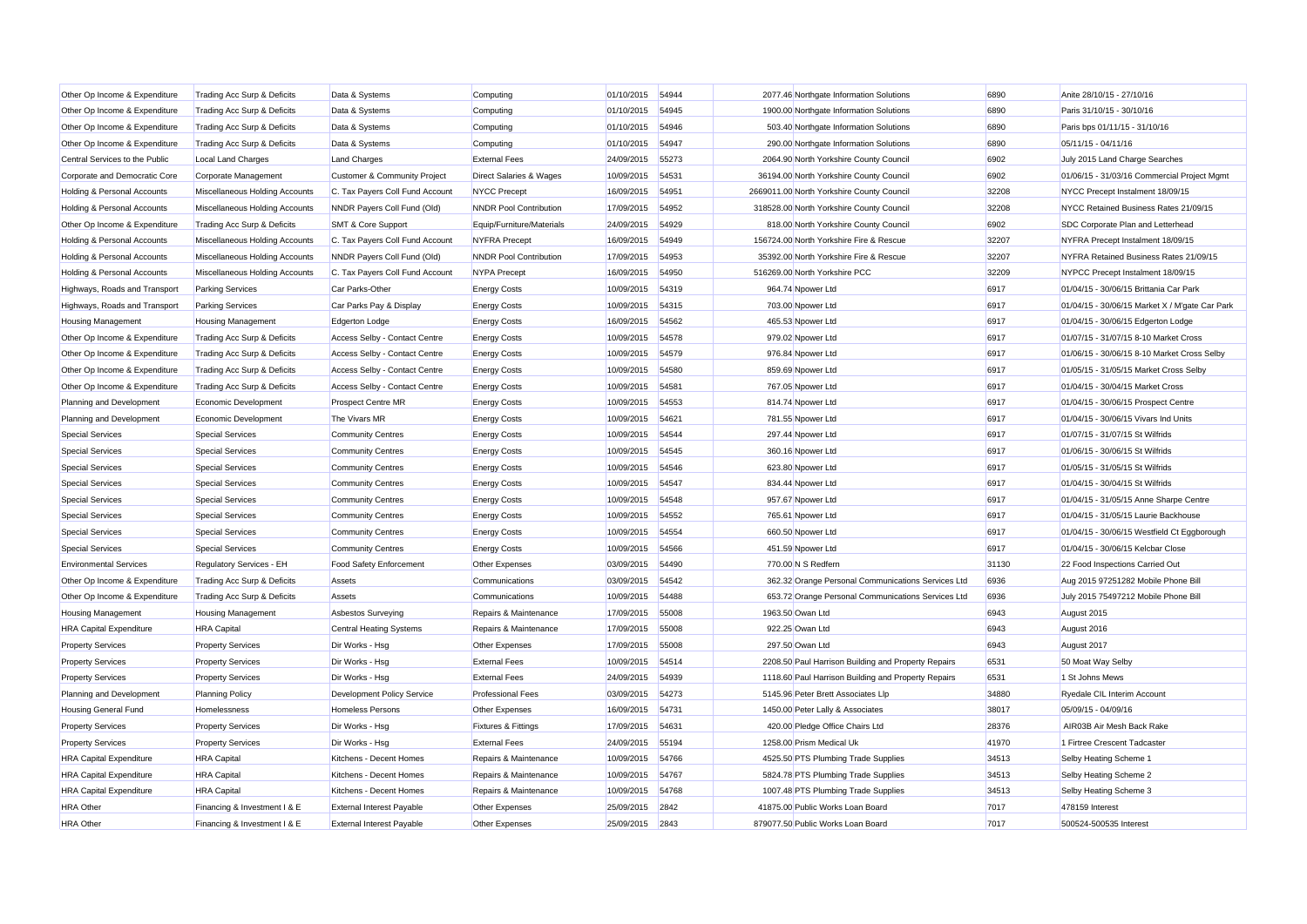| | | | | | | | | | |
|---|---|---|---|---|---|---|---|---|---|
| Other Op Income & Expenditure | Trading Acc Surp & Deficits | Data & Systems | Computing | 01/10/2015 | 54944 | 2077.46 | Northgate Information Solutions | 6890 | Anite 28/10/15 - 27/10/16 |
| Other Op Income & Expenditure | Trading Acc Surp & Deficits | Data & Systems | Computing | 01/10/2015 | 54945 | 1900.00 | Northgate Information Solutions | 6890 | Paris 31/10/15 - 30/10/16 |
| Other Op Income & Expenditure | Trading Acc Surp & Deficits | Data & Systems | Computing | 01/10/2015 | 54946 | 503.40 | Northgate Information Solutions | 6890 | Paris bps 01/11/15 - 31/10/16 |
| Other Op Income & Expenditure | Trading Acc Surp & Deficits | Data & Systems | Computing | 01/10/2015 | 54947 | 290.00 | Northgate Information Solutions | 6890 | 05/11/15 - 04/11/16 |
| Central Services to the Public | Local Land Charges | Land Charges | External Fees | 24/09/2015 | 55273 | 2064.90 | North Yorkshire County Council | 6902 | July 2015 Land Charge Searches |
| Corporate and Democratic Core | Corporate Management | Customer & Community Project | Direct Salaries & Wages | 10/09/2015 | 54531 | 36194.00 | North Yorkshire County Council | 6902 | 01/06/15 - 31/03/16 Commercial Project Mgmt |
| Holding & Personal Accounts | Miscellaneous Holding Accounts | C. Tax Payers Coll Fund Account | NYCC Precept | 16/09/2015 | 54951 | 2669011.00 | North Yorkshire County Council | 32208 | NYCC Precept Instalment 18/09/15 |
| Holding & Personal Accounts | Miscellaneous Holding Accounts | NNDR Payers Coll Fund (Old) | NNDR Pool Contribution | 17/09/2015 | 54952 | 318528.00 | North Yorkshire County Council | 32208 | NYCC Retained Business Rates 21/09/15 |
| Other Op Income & Expenditure | Trading Acc Surp & Deficits | SMT & Core Support | Equip/Furniture/Materials | 24/09/2015 | 54929 | 818.00 | North Yorkshire County Council | 6902 | SDC Corporate Plan and Letterhead |
| Holding & Personal Accounts | Miscellaneous Holding Accounts | C. Tax Payers Coll Fund Account | NYFRA Precept | 16/09/2015 | 54949 | 156724.00 | North Yorkshire Fire & Rescue | 32207 | NYFRA Precept Instalment 18/09/15 |
| Holding & Personal Accounts | Miscellaneous Holding Accounts | NNDR Payers Coll Fund (Old) | NNDR Pool Contribution | 17/09/2015 | 54953 | 35392.00 | North Yorkshire Fire & Rescue | 32207 | NYFRA Retained Business Rates 21/09/15 |
| Holding & Personal Accounts | Miscellaneous Holding Accounts | C. Tax Payers Coll Fund Account | NYPA Precept | 16/09/2015 | 54950 | 516269.00 | North Yorkshire PCC | 32209 | NYPCC Precept Instalment 18/09/15 |
| Highways, Roads and Transport | Parking Services | Car Parks-Other | Energy Costs | 10/09/2015 | 54319 | 964.74 | Npower Ltd | 6917 | 01/04/15 - 30/06/15 Brittania Car Park |
| Highways, Roads and Transport | Parking Services | Car Parks Pay & Display | Energy Costs | 10/09/2015 | 54315 | 703.00 | Npower Ltd | 6917 | 01/04/15 - 30/06/15 Market X / M'gate Car Park |
| Housing Management | Housing Management | Edgerton Lodge | Energy Costs | 16/09/2015 | 54562 | 465.53 | Npower Ltd | 6917 | 01/04/15 - 30/06/15 Edgerton Lodge |
| Other Op Income & Expenditure | Trading Acc Surp & Deficits | Access Selby - Contact Centre | Energy Costs | 10/09/2015 | 54578 | 979.02 | Npower Ltd | 6917 | 01/07/15 - 31/07/15 8-10 Market Cross |
| Other Op Income & Expenditure | Trading Acc Surp & Deficits | Access Selby - Contact Centre | Energy Costs | 10/09/2015 | 54579 | 976.84 | Npower Ltd | 6917 | 01/06/15 - 30/06/15 8-10 Market Cross Selby |
| Other Op Income & Expenditure | Trading Acc Surp & Deficits | Access Selby - Contact Centre | Energy Costs | 10/09/2015 | 54580 | 859.69 | Npower Ltd | 6917 | 01/05/15 - 31/05/15 Market Cross Selby |
| Other Op Income & Expenditure | Trading Acc Surp & Deficits | Access Selby - Contact Centre | Energy Costs | 10/09/2015 | 54581 | 767.05 | Npower Ltd | 6917 | 01/04/15 - 30/04/15 Market Cross |
| Planning and Development | Economic Development | Prospect Centre MR | Energy Costs | 10/09/2015 | 54553 | 814.74 | Npower Ltd | 6917 | 01/04/15 - 30/06/15 Prospect Centre |
| Planning and Development | Economic Development | The Vivars MR | Energy Costs | 10/09/2015 | 54621 | 781.55 | Npower Ltd | 6917 | 01/04/15 - 30/06/15 Vivars Ind Units |
| Special Services | Special Services | Community Centres | Energy Costs | 10/09/2015 | 54544 | 297.44 | Npower Ltd | 6917 | 01/07/15 - 31/07/15 St Wilfrids |
| Special Services | Special Services | Community Centres | Energy Costs | 10/09/2015 | 54545 | 360.16 | Npower Ltd | 6917 | 01/06/15 - 30/06/15 St Wilfrids |
| Special Services | Special Services | Community Centres | Energy Costs | 10/09/2015 | 54546 | 623.80 | Npower Ltd | 6917 | 01/05/15 - 31/05/15 St Wilfrids |
| Special Services | Special Services | Community Centres | Energy Costs | 10/09/2015 | 54547 | 834.44 | Npower Ltd | 6917 | 01/04/15 - 30/04/15 St Wilfrids |
| Special Services | Special Services | Community Centres | Energy Costs | 10/09/2015 | 54548 | 957.67 | Npower Ltd | 6917 | 01/04/15 - 31/05/15 Anne Sharpe Centre |
| Special Services | Special Services | Community Centres | Energy Costs | 10/09/2015 | 54552 | 765.61 | Npower Ltd | 6917 | 01/04/15 - 31/05/15 Laurie Backhouse |
| Special Services | Special Services | Community Centres | Energy Costs | 10/09/2015 | 54554 | 660.50 | Npower Ltd | 6917 | 01/04/15 - 30/06/15 Westfield Ct Eggborough |
| Special Services | Special Services | Community Centres | Energy Costs | 10/09/2015 | 54566 | 451.59 | Npower Ltd | 6917 | 01/04/15 - 30/06/15 Kelcbar Close |
| Environmental Services | Regulatory Services - EH | Food Safety Enforcement | Other Expenses | 03/09/2015 | 54490 | 770.00 | N S Redfern | 31130 | 22 Food Inspections Carried Out |
| Other Op Income & Expenditure | Trading Acc Surp & Deficits | Assets | Communications | 03/09/2015 | 54542 | 362.32 | Orange Personal Communications Services Ltd | 6936 | Aug 2015 97251282 Mobile Phone Bill |
| Other Op Income & Expenditure | Trading Acc Surp & Deficits | Assets | Communications | 10/09/2015 | 54488 | 653.72 | Orange Personal Communications Services Ltd | 6936 | July 2015 75497212 Mobile Phone Bill |
| Housing Management | Housing Management | Asbestos Surveying | Repairs & Maintenance | 17/09/2015 | 55008 | 1963.50 | Owan Ltd | 6943 | August 2015 |
| HRA Capital Expenditure | HRA Capital | Central Heating Systems | Repairs & Maintenance | 17/09/2015 | 55008 | 922.25 | Owan Ltd | 6943 | August 2016 |
| Property Services | Property Services | Dir Works - Hsg | Other Expenses | 17/09/2015 | 55008 | 297.50 | Owan Ltd | 6943 | August 2017 |
| Property Services | Property Services | Dir Works - Hsg | External Fees | 10/09/2015 | 54514 | 2208.50 | Paul Harrison Building and Property Repairs | 6531 | 50 Moat Way Selby |
| Property Services | Property Services | Dir Works - Hsg | External Fees | 24/09/2015 | 54939 | 1118.60 | Paul Harrison Building and Property Repairs | 6531 | 1 St Johns Mews |
| Planning and Development | Planning Policy | Development Policy Service | Professional Fees | 03/09/2015 | 54273 | 5145.96 | Peter Brett Associates Llp | 34880 | Ryedale CIL Interim Account |
| Housing General Fund | Homelessness | Homeless Persons | Other Expenses | 16/09/2015 | 54731 | 1450.00 | Peter Lally & Associates | 38017 | 05/09/15 - 04/09/16 |
| Property Services | Property Services | Dir Works - Hsg | Fixtures & Fittings | 17/09/2015 | 54631 | 420.00 | Pledge Office Chairs Ltd | 28376 | AIR03B Air Mesh Back Rake |
| Property Services | Property Services | Dir Works - Hsg | External Fees | 24/09/2015 | 55194 | 1258.00 | Prism Medical Uk | 41970 | 1 Firtree Crescent Tadcaster |
| HRA Capital Expenditure | HRA Capital | Kitchens - Decent Homes | Repairs & Maintenance | 10/09/2015 | 54766 | 4525.50 | PTS Plumbing Trade Supplies | 34513 | Selby Heating Scheme 1 |
| HRA Capital Expenditure | HRA Capital | Kitchens - Decent Homes | Repairs & Maintenance | 10/09/2015 | 54767 | 5824.78 | PTS Plumbing Trade Supplies | 34513 | Selby Heating Scheme 2 |
| HRA Capital Expenditure | HRA Capital | Kitchens - Decent Homes | Repairs & Maintenance | 10/09/2015 | 54768 | 1007.48 | PTS Plumbing Trade Supplies | 34513 | Selby Heating Scheme 3 |
| HRA Other | Financing & Investment I & E | External Interest Payable | Other Expenses | 25/09/2015 | 2842 | 41875.00 | Public Works Loan Board | 7017 | 478159 Interest |
| HRA Other | Financing & Investment I & E | External Interest Payable | Other Expenses | 25/09/2015 | 2843 | 879077.50 | Public Works Loan Board | 7017 | 500524-500535 Interest |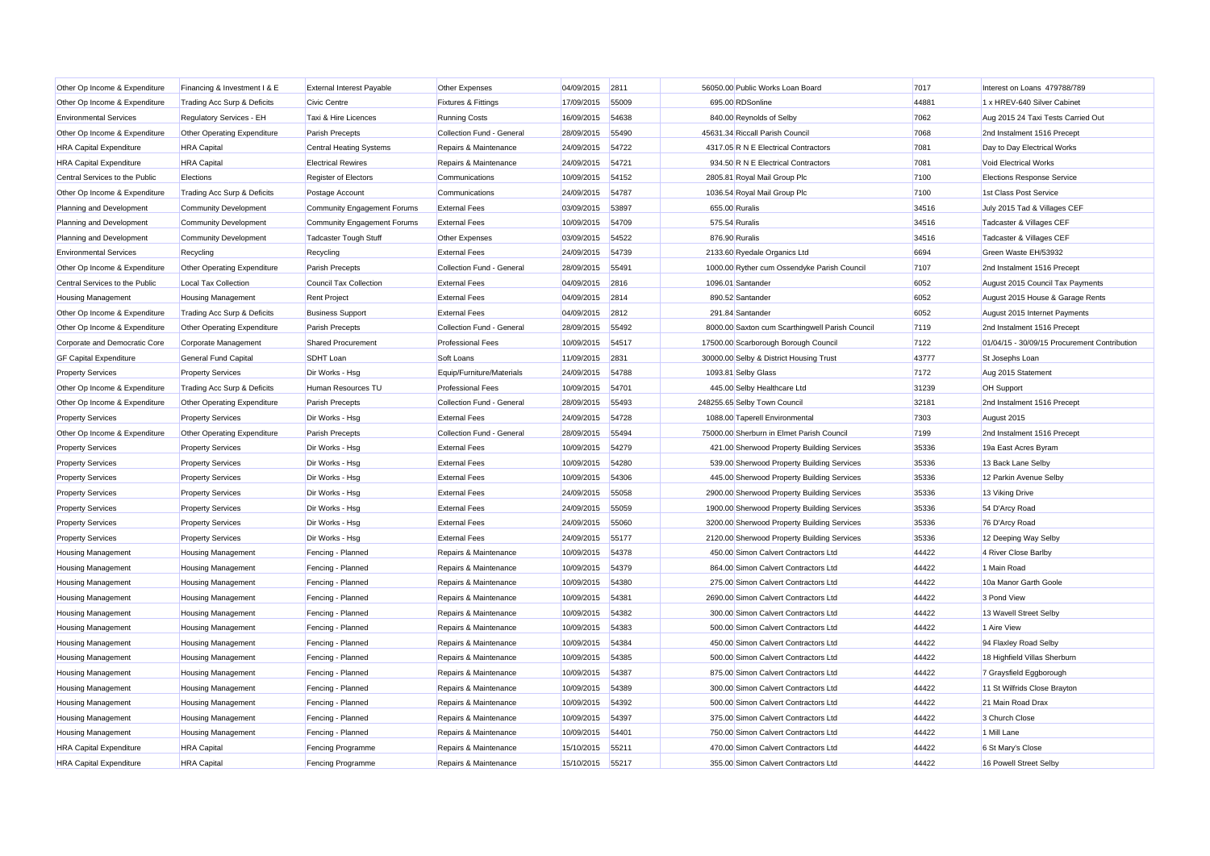| Other Op Income & Expenditure | Financing & Investment I & E | External Interest Payable | Other Expenses | 04/09/2015 | 2811 | 56050.00 | Public Works Loan Board | 7017 | Interest on Loans 479788/789 |
|---|---|---|---|---|---|---|---|---|---|
| Other Op Income & Expenditure | Trading Acc Surp & Deficits | Civic Centre | Fixtures & Fittings | 17/09/2015 | 55009 | 695.00 | RDSonline | 44881 | 1 x HREV-640 Silver Cabinet |
| Environmental Services | Regulatory Services - EH | Taxi & Hire Licences | Running Costs | 16/09/2015 | 54638 | 840.00 | Reynolds of Selby | 7062 | Aug 2015 24 Taxi Tests Carried Out |
| Other Op Income & Expenditure | Other Operating Expenditure | Parish Precepts | Collection Fund - General | 28/09/2015 | 55490 | 45631.34 | Riccall Parish Council | 7068 | 2nd Instalment 1516 Precept |
| HRA Capital Expenditure | HRA Capital | Central Heating Systems | Repairs & Maintenance | 24/09/2015 | 54722 | 4317.05 | R N E Electrical Contractors | 7081 | Day to Day Electrical Works |
| HRA Capital Expenditure | HRA Capital | Electrical Rewires | Repairs & Maintenance | 24/09/2015 | 54721 | 934.50 | R N E Electrical Contractors | 7081 | Void Electrical Works |
| Central Services to the Public | Elections | Register of Electors | Communications | 10/09/2015 | 54152 | 2805.81 | Royal Mail Group Plc | 7100 | Elections Response Service |
| Other Op Income & Expenditure | Trading Acc Surp & Deficits | Postage Account | Communications | 24/09/2015 | 54787 | 1036.54 | Royal Mail Group Plc | 7100 | 1st Class Post Service |
| Planning and Development | Community Development | Community Engagement Forums | External Fees | 03/09/2015 | 53897 | 655.00 | Ruralis | 34516 | July 2015 Tad & Villages CEF |
| Planning and Development | Community Development | Community Engagement Forums | External Fees | 10/09/2015 | 54709 | 575.54 | Ruralis | 34516 | Tadcaster & Villages CEF |
| Planning and Development | Community Development | Tadcaster Tough Stuff | Other Expenses | 03/09/2015 | 54522 | 876.90 | Ruralis | 34516 | Tadcaster & Villages CEF |
| Environmental Services | Recycling | Recycling | External Fees | 24/09/2015 | 54739 | 2133.60 | Ryedale Organics Ltd | 6694 | Green Waste EH/53932 |
| Other Op Income & Expenditure | Other Operating Expenditure | Parish Precepts | Collection Fund - General | 28/09/2015 | 55491 | 1000.00 | Ryther cum Ossendyke Parish Council | 7107 | 2nd Instalment 1516 Precept |
| Central Services to the Public | Local Tax Collection | Council Tax Collection | External Fees | 04/09/2015 | 2816 | 1096.01 | Santander | 6052 | August 2015 Council Tax Payments |
| Housing Management | Housing Management | Rent Project | External Fees | 04/09/2015 | 2814 | 890.52 | Santander | 6052 | August 2015 House & Garage Rents |
| Other Op Income & Expenditure | Trading Acc Surp & Deficits | Business Support | External Fees | 04/09/2015 | 2812 | 291.84 | Santander | 6052 | August 2015 Internet Payments |
| Other Op Income & Expenditure | Other Operating Expenditure | Parish Precepts | Collection Fund - General | 28/09/2015 | 55492 | 8000.00 | Saxton cum Scarthingwell Parish Council | 7119 | 2nd Instalment 1516 Precept |
| Corporate and Democratic Core | Corporate Management | Shared Procurement | Professional Fees | 10/09/2015 | 54517 | 17500.00 | Scarborough Borough Council | 7122 | 01/04/15 - 30/09/15 Procurement Contribution |
| GF Capital Expenditure | General Fund Capital | SDHT Loan | Soft Loans | 11/09/2015 | 2831 | 30000.00 | Selby & District Housing Trust | 43777 | St Josephs Loan |
| Property Services | Property Services | Dir Works - Hsg | Equip/Furniture/Materials | 24/09/2015 | 54788 | 1093.81 | Selby Glass | 7172 | Aug 2015 Statement |
| Other Op Income & Expenditure | Trading Acc Surp & Deficits | Human Resources TU | Professional Fees | 10/09/2015 | 54701 | 445.00 | Selby Healthcare Ltd | 31239 | OH Support |
| Other Op Income & Expenditure | Other Operating Expenditure | Parish Precepts | Collection Fund - General | 28/09/2015 | 55493 | 248255.65 | Selby Town Council | 32181 | 2nd Instalment 1516 Precept |
| Property Services | Property Services | Dir Works - Hsg | External Fees | 24/09/2015 | 54728 | 1088.00 | Taperell Environmental | 7303 | August 2015 |
| Other Op Income & Expenditure | Other Operating Expenditure | Parish Precepts | Collection Fund - General | 28/09/2015 | 55494 | 75000.00 | Sherburn in Elmet Parish Council | 7199 | 2nd Instalment 1516 Precept |
| Property Services | Property Services | Dir Works - Hsg | External Fees | 10/09/2015 | 54279 | 421.00 | Sherwood Property Building Services | 35336 | 19a East Acres Byram |
| Property Services | Property Services | Dir Works - Hsg | External Fees | 10/09/2015 | 54280 | 539.00 | Sherwood Property Building Services | 35336 | 13 Back Lane Selby |
| Property Services | Property Services | Dir Works - Hsg | External Fees | 10/09/2015 | 54306 | 445.00 | Sherwood Property Building Services | 35336 | 12 Parkin Avenue Selby |
| Property Services | Property Services | Dir Works - Hsg | External Fees | 24/09/2015 | 55058 | 2900.00 | Sherwood Property Building Services | 35336 | 13 Viking Drive |
| Property Services | Property Services | Dir Works - Hsg | External Fees | 24/09/2015 | 55059 | 1900.00 | Sherwood Property Building Services | 35336 | 54 D'Arcy Road |
| Property Services | Property Services | Dir Works - Hsg | External Fees | 24/09/2015 | 55060 | 3200.00 | Sherwood Property Building Services | 35336 | 76 D'Arcy Road |
| Property Services | Property Services | Dir Works - Hsg | External Fees | 24/09/2015 | 55177 | 2120.00 | Sherwood Property Building Services | 35336 | 12 Deeping Way Selby |
| Housing Management | Housing Management | Fencing - Planned | Repairs & Maintenance | 10/09/2015 | 54378 | 450.00 | Simon Calvert Contractors Ltd | 44422 | 4 River Close Barlby |
| Housing Management | Housing Management | Fencing - Planned | Repairs & Maintenance | 10/09/2015 | 54379 | 864.00 | Simon Calvert Contractors Ltd | 44422 | 1 Main Road |
| Housing Management | Housing Management | Fencing - Planned | Repairs & Maintenance | 10/09/2015 | 54380 | 275.00 | Simon Calvert Contractors Ltd | 44422 | 10a Manor Garth Goole |
| Housing Management | Housing Management | Fencing - Planned | Repairs & Maintenance | 10/09/2015 | 54381 | 2690.00 | Simon Calvert Contractors Ltd | 44422 | 3 Pond View |
| Housing Management | Housing Management | Fencing - Planned | Repairs & Maintenance | 10/09/2015 | 54382 | 300.00 | Simon Calvert Contractors Ltd | 44422 | 13 Wavell Street Selby |
| Housing Management | Housing Management | Fencing - Planned | Repairs & Maintenance | 10/09/2015 | 54383 | 500.00 | Simon Calvert Contractors Ltd | 44422 | 1 Aire View |
| Housing Management | Housing Management | Fencing - Planned | Repairs & Maintenance | 10/09/2015 | 54384 | 450.00 | Simon Calvert Contractors Ltd | 44422 | 94 Flaxley Road Selby |
| Housing Management | Housing Management | Fencing - Planned | Repairs & Maintenance | 10/09/2015 | 54385 | 500.00 | Simon Calvert Contractors Ltd | 44422 | 18 Highfield Villas Sherburn |
| Housing Management | Housing Management | Fencing - Planned | Repairs & Maintenance | 10/09/2015 | 54387 | 875.00 | Simon Calvert Contractors Ltd | 44422 | 7 Graysfield Eggborough |
| Housing Management | Housing Management | Fencing - Planned | Repairs & Maintenance | 10/09/2015 | 54389 | 300.00 | Simon Calvert Contractors Ltd | 44422 | 11 St Wilfrids Close Brayton |
| Housing Management | Housing Management | Fencing - Planned | Repairs & Maintenance | 10/09/2015 | 54392 | 500.00 | Simon Calvert Contractors Ltd | 44422 | 21 Main Road Drax |
| Housing Management | Housing Management | Fencing - Planned | Repairs & Maintenance | 10/09/2015 | 54397 | 375.00 | Simon Calvert Contractors Ltd | 44422 | 3 Church Close |
| Housing Management | Housing Management | Fencing - Planned | Repairs & Maintenance | 10/09/2015 | 54401 | 750.00 | Simon Calvert Contractors Ltd | 44422 | 1 Mill Lane |
| HRA Capital Expenditure | HRA Capital | Fencing Programme | Repairs & Maintenance | 15/10/2015 | 55211 | 470.00 | Simon Calvert Contractors Ltd | 44422 | 6 St Mary's Close |
| HRA Capital Expenditure | HRA Capital | Fencing Programme | Repairs & Maintenance | 15/10/2015 | 55217 | 355.00 | Simon Calvert Contractors Ltd | 44422 | 16 Powell Street Selby |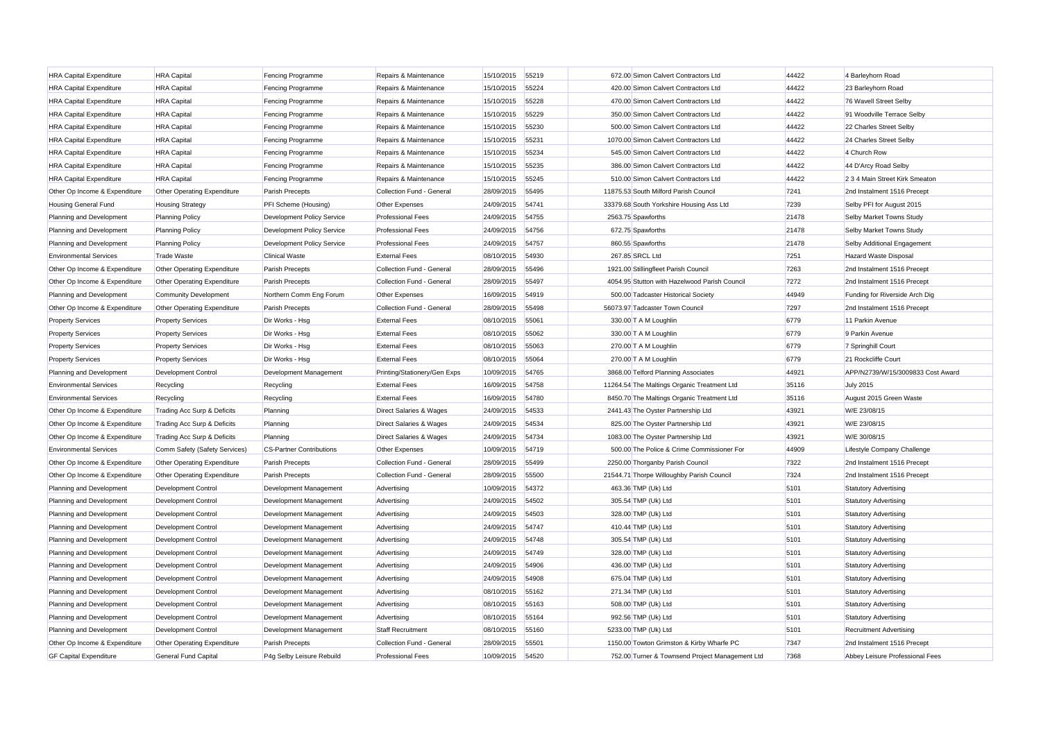| HRA Capital Expenditure | HRA Capital | Fencing Programme | Repairs & Maintenance | 15/10/2015 | 55219 | 672.00 | Simon Calvert Contractors Ltd | 44422 | 4 Barleyhorn Road |
|---|---|---|---|---|---|---|---|---|---|
| HRA Capital Expenditure | HRA Capital | Fencing Programme | Repairs & Maintenance | 15/10/2015 | 55224 | 420.00 | Simon Calvert Contractors Ltd | 44422 | 23 Barleyhorn Road |
| HRA Capital Expenditure | HRA Capital | Fencing Programme | Repairs & Maintenance | 15/10/2015 | 55228 | 470.00 | Simon Calvert Contractors Ltd | 44422 | 76 Wavell Street Selby |
| HRA Capital Expenditure | HRA Capital | Fencing Programme | Repairs & Maintenance | 15/10/2015 | 55229 | 350.00 | Simon Calvert Contractors Ltd | 44422 | 91 Woodville Terrace Selby |
| HRA Capital Expenditure | HRA Capital | Fencing Programme | Repairs & Maintenance | 15/10/2015 | 55230 | 500.00 | Simon Calvert Contractors Ltd | 44422 | 22 Charles Street Selby |
| HRA Capital Expenditure | HRA Capital | Fencing Programme | Repairs & Maintenance | 15/10/2015 | 55231 | 1070.00 | Simon Calvert Contractors Ltd | 44422 | 24 Charles Street Selby |
| HRA Capital Expenditure | HRA Capital | Fencing Programme | Repairs & Maintenance | 15/10/2015 | 55234 | 545.00 | Simon Calvert Contractors Ltd | 44422 | 4 Church Row |
| HRA Capital Expenditure | HRA Capital | Fencing Programme | Repairs & Maintenance | 15/10/2015 | 55235 | 386.00 | Simon Calvert Contractors Ltd | 44422 | 44 D'Arcy Road Selby |
| HRA Capital Expenditure | HRA Capital | Fencing Programme | Repairs & Maintenance | 15/10/2015 | 55245 | 510.00 | Simon Calvert Contractors Ltd | 44422 | 2 3 4 Main Street Kirk Smeaton |
| Other Op Income & Expenditure | Other Operating Expenditure | Parish Precepts | Collection Fund - General | 28/09/2015 | 55495 | 11875.53 | South Milford Parish Council | 7241 | 2nd Instalment 1516 Precept |
| Housing General Fund | Housing Strategy | PFI Scheme (Housing) | Other Expenses | 24/09/2015 | 54741 | 33379.68 | South Yorkshire Housing Ass Ltd | 7239 | Selby PFI for August 2015 |
| Planning and Development | Planning Policy | Development Policy Service | Professional Fees | 24/09/2015 | 54755 | 2563.75 | Spawforths | 21478 | Selby Market Towns Study |
| Planning and Development | Planning Policy | Development Policy Service | Professional Fees | 24/09/2015 | 54756 | 672.75 | Spawforths | 21478 | Selby Market Towns Study |
| Planning and Development | Planning Policy | Development Policy Service | Professional Fees | 24/09/2015 | 54757 | 860.55 | Spawforths | 21478 | Selby Additional Engagement |
| Environmental Services | Trade Waste | Clinical Waste | External Fees | 08/10/2015 | 54930 | 267.85 | SRCL Ltd | 7251 | Hazard Waste Disposal |
| Other Op Income & Expenditure | Other Operating Expenditure | Parish Precepts | Collection Fund - General | 28/09/2015 | 55496 | 1921.00 | Stillingfleet Parish Council | 7263 | 2nd Instalment 1516 Precept |
| Other Op Income & Expenditure | Other Operating Expenditure | Parish Precepts | Collection Fund - General | 28/09/2015 | 55497 | 4054.95 | Stutton with Hazelwood Parish Council | 7272 | 2nd Instalment 1516 Precept |
| Planning and Development | Community Development | Northern Comm Eng Forum | Other Expenses | 16/09/2015 | 54919 | 500.00 | Tadcaster Historical Society | 44949 | Funding for Riverside Arch Dig |
| Other Op Income & Expenditure | Other Operating Expenditure | Parish Precepts | Collection Fund - General | 28/09/2015 | 55498 | 56073.97 | Tadcaster Town Council | 7297 | 2nd Instalment 1516 Precept |
| Property Services | Property Services | Dir Works - Hsg | External Fees | 08/10/2015 | 55061 | 330.00 | T A M Loughlin | 6779 | 11 Parkin Avenue |
| Property Services | Property Services | Dir Works - Hsg | External Fees | 08/10/2015 | 55062 | 330.00 | T A M Loughlin | 6779 | 9 Parkin Avenue |
| Property Services | Property Services | Dir Works - Hsg | External Fees | 08/10/2015 | 55063 | 270.00 | T A M Loughlin | 6779 | 7 Springhill Court |
| Property Services | Property Services | Dir Works - Hsg | External Fees | 08/10/2015 | 55064 | 270.00 | T A M Loughlin | 6779 | 21 Rockcliffe Court |
| Planning and Development | Development Control | Development Management | Printing/Stationery/Gen Exps | 10/09/2015 | 54765 | 3868.00 | Telford Planning Associates | 44921 | APP/N2739/W/15/3009833 Cost Award |
| Environmental Services | Recycling | Recycling | External Fees | 16/09/2015 | 54758 | 11264.54 | The Maltings Organic Treatment Ltd | 35116 | July 2015 |
| Environmental Services | Recycling | Recycling | External Fees | 16/09/2015 | 54780 | 8450.70 | The Maltings Organic Treatment Ltd | 35116 | August 2015 Green Waste |
| Other Op Income & Expenditure | Trading Acc Surp & Deficits | Planning | Direct Salaries & Wages | 24/09/2015 | 54533 | 2441.43 | The Oyster Partnership Ltd | 43921 | W/E 23/08/15 |
| Other Op Income & Expenditure | Trading Acc Surp & Deficits | Planning | Direct Salaries & Wages | 24/09/2015 | 54534 | 825.00 | The Oyster Partnership Ltd | 43921 | W/E 23/08/15 |
| Other Op Income & Expenditure | Trading Acc Surp & Deficits | Planning | Direct Salaries & Wages | 24/09/2015 | 54734 | 1083.00 | The Oyster Partnership Ltd | 43921 | W/E 30/08/15 |
| Environmental Services | Comm Safety (Safety Services) | CS-Partner Contributions | Other Expenses | 10/09/2015 | 54719 | 500.00 | The Police & Crime Commissioner For | 44909 | Lifestyle Company Challenge |
| Other Op Income & Expenditure | Other Operating Expenditure | Parish Precepts | Collection Fund - General | 28/09/2015 | 55499 | 2250.00 | Thorganby Parish Council | 7322 | 2nd Instalment 1516 Precept |
| Other Op Income & Expenditure | Other Operating Expenditure | Parish Precepts | Collection Fund - General | 28/09/2015 | 55500 | 21544.71 | Thorpe Willoughby Parish Council | 7324 | 2nd Instalment 1516 Precept |
| Planning and Development | Development Control | Development Management | Advertising | 10/09/2015 | 54372 | 463.36 | TMP (Uk) Ltd | 5101 | Statutory Advertising |
| Planning and Development | Development Control | Development Management | Advertising | 24/09/2015 | 54502 | 305.54 | TMP (Uk) Ltd | 5101 | Statutory Advertising |
| Planning and Development | Development Control | Development Management | Advertising | 24/09/2015 | 54503 | 328.00 | TMP (Uk) Ltd | 5101 | Statutory Advertising |
| Planning and Development | Development Control | Development Management | Advertising | 24/09/2015 | 54747 | 410.44 | TMP (Uk) Ltd | 5101 | Statutory Advertising |
| Planning and Development | Development Control | Development Management | Advertising | 24/09/2015 | 54748 | 305.54 | TMP (Uk) Ltd | 5101 | Statutory Advertising |
| Planning and Development | Development Control | Development Management | Advertising | 24/09/2015 | 54749 | 328.00 | TMP (Uk) Ltd | 5101 | Statutory Advertising |
| Planning and Development | Development Control | Development Management | Advertising | 24/09/2015 | 54906 | 436.00 | TMP (Uk) Ltd | 5101 | Statutory Advertising |
| Planning and Development | Development Control | Development Management | Advertising | 24/09/2015 | 54908 | 675.04 | TMP (Uk) Ltd | 5101 | Statutory Advertising |
| Planning and Development | Development Control | Development Management | Advertising | 08/10/2015 | 55162 | 271.34 | TMP (Uk) Ltd | 5101 | Statutory Advertising |
| Planning and Development | Development Control | Development Management | Advertising | 08/10/2015 | 55163 | 508.00 | TMP (Uk) Ltd | 5101 | Statutory Advertising |
| Planning and Development | Development Control | Development Management | Advertising | 08/10/2015 | 55164 | 992.56 | TMP (Uk) Ltd | 5101 | Statutory Advertising |
| Planning and Development | Development Control | Development Management | Staff Recruitment | 08/10/2015 | 55160 | 5233.00 | TMP (Uk) Ltd | 5101 | Recruitment Advertising |
| Other Op Income & Expenditure | Other Operating Expenditure | Parish Precepts | Collection Fund - General | 28/09/2015 | 55501 | 1150.00 | Towton Grimston & Kirby Wharfe PC | 7347 | 2nd Instalment 1516 Precept |
| GF Capital Expenditure | General Fund Capital | P4g Selby Leisure Rebuild | Professional Fees | 10/09/2015 | 54520 | 752.00 | Turner & Townsend Project Management Ltd | 7368 | Abbey Leisure Professional Fees |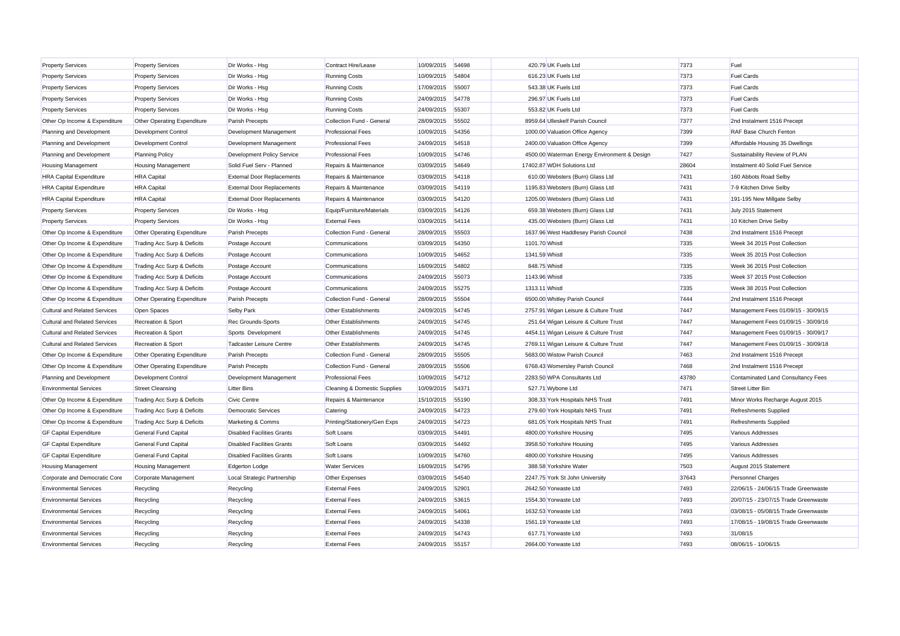| | | | | | | | | | |
|---|---|---|---|---|---|---|---|---|---|
| Property Services | Property Services | Dir Works - Hsg | Contract Hire/Lease | 10/09/2015 | 54698 | 420.79 | UK Fuels Ltd | 7373 | Fuel |
| Property Services | Property Services | Dir Works - Hsg | Running Costs | 10/09/2015 | 54804 | 616.23 | UK Fuels Ltd | 7373 | Fuel Cards |
| Property Services | Property Services | Dir Works - Hsg | Running Costs | 17/09/2015 | 55007 | 543.38 | UK Fuels Ltd | 7373 | Fuel Cards |
| Property Services | Property Services | Dir Works - Hsg | Running Costs | 24/09/2015 | 54778 | 296.97 | UK Fuels Ltd | 7373 | Fuel Cards |
| Property Services | Property Services | Dir Works - Hsg | Running Costs | 24/09/2015 | 55307 | 553.82 | UK Fuels Ltd | 7373 | Fuel Cards |
| Other Op Income & Expenditure | Other Operating Expenditure | Parish Precepts | Collection Fund - General | 28/09/2015 | 55502 | 8959.64 | Ulleskelf Parish Council | 7377 | 2nd Instalment 1516 Precept |
| Planning and Development | Development Control | Development Management | Professional Fees | 10/09/2015 | 54356 | 1000.00 | Valuation Office Agency | 7399 | RAF Base Church Fenton |
| Planning and Development | Development Control | Development Management | Professional Fees | 24/09/2015 | 54518 | 2400.00 | Valuation Office Agency | 7399 | Affordable Housing 35 Dwellings |
| Planning and Development | Planning Policy | Development Policy Service | Professional Fees | 10/09/2015 | 54746 | 4500.00 | Waterman Energy Environment & Design | 7427 | Sustainability Review of PLAN |
| Housing Management | Housing Management | Solid Fuel Serv - Planned | Repairs & Maintenance | 03/09/2015 | 54649 | 17402.87 | WDH Solutions Ltd | 28604 | Instalment 40 Solid Fuel Service |
| HRA Capital Expenditure | HRA Capital | External Door Replacements | Repairs & Maintenance | 03/09/2015 | 54118 | 610.00 | Websters (Burn) Glass Ltd | 7431 | 160 Abbots Road Selby |
| HRA Capital Expenditure | HRA Capital | External Door Replacements | Repairs & Maintenance | 03/09/2015 | 54119 | 1195.83 | Websters (Burn) Glass Ltd | 7431 | 7-9 Kitchen Drive Selby |
| HRA Capital Expenditure | HRA Capital | External Door Replacements | Repairs & Maintenance | 03/09/2015 | 54120 | 1205.00 | Websters (Burn) Glass Ltd | 7431 | 191-195 New Millgate Selby |
| Property Services | Property Services | Dir Works - Hsg | Equip/Furniture/Materials | 03/09/2015 | 54126 | 659.38 | Websters (Burn) Glass Ltd | 7431 | July 2015 Statement |
| Property Services | Property Services | Dir Works - Hsg | External Fees | 03/09/2015 | 54114 | 435.00 | Websters (Burn) Glass Ltd | 7431 | 10 Kitchen Drive Selby |
| Other Op Income & Expenditure | Other Operating Expenditure | Parish Precepts | Collection Fund - General | 28/09/2015 | 55503 | 1637.96 | West Haddlesey Parish Council | 7438 | 2nd Instalment 1516 Precept |
| Other Op Income & Expenditure | Trading Acc Surp & Deficits | Postage Account | Communications | 03/09/2015 | 54350 | 1101.70 | Whistl | 7335 | Week 34 2015 Post Collection |
| Other Op Income & Expenditure | Trading Acc Surp & Deficits | Postage Account | Communications | 10/09/2015 | 54652 | 1341.59 | Whistl | 7335 | Week 35 2015 Post Collection |
| Other Op Income & Expenditure | Trading Acc Surp & Deficits | Postage Account | Communications | 16/09/2015 | 54802 | 848.75 | Whistl | 7335 | Week 36 2015 Post Collection |
| Other Op Income & Expenditure | Trading Acc Surp & Deficits | Postage Account | Communications | 24/09/2015 | 55073 | 1143.96 | Whistl | 7335 | Week 37 2015 Post Collection |
| Other Op Income & Expenditure | Trading Acc Surp & Deficits | Postage Account | Communications | 24/09/2015 | 55275 | 1313.11 | Whistl | 7335 | Week 38 2015 Post Collection |
| Other Op Income & Expenditure | Other Operating Expenditure | Parish Precepts | Collection Fund - General | 28/09/2015 | 55504 | 6500.00 | Whitley Parish Council | 7444 | 2nd Instalment 1516 Precept |
| Cultural and Related Services | Open Spaces | Selby Park | Other Establishments | 24/09/2015 | 54745 | 2757.91 | Wigan Leisure & Culture Trust | 7447 | Management Fees 01/09/15 - 30/09/15 |
| Cultural and Related Services | Recreation & Sport | Rec Grounds-Sports | Other Establishments | 24/09/2015 | 54745 | 251.64 | Wigan Leisure & Culture Trust | 7447 | Management Fees 01/09/15 - 30/09/16 |
| Cultural and Related Services | Recreation & Sport | Sports Development | Other Establishments | 24/09/2015 | 54745 | 4454.11 | Wigan Leisure & Culture Trust | 7447 | Management Fees 01/09/15 - 30/09/17 |
| Cultural and Related Services | Recreation & Sport | Tadcaster Leisure Centre | Other Establishments | 24/09/2015 | 54745 | 2769.11 | Wigan Leisure & Culture Trust | 7447 | Management Fees 01/09/15 - 30/09/18 |
| Other Op Income & Expenditure | Other Operating Expenditure | Parish Precepts | Collection Fund - General | 28/09/2015 | 55505 | 5683.00 | Wistow Parish Council | 7463 | 2nd Instalment 1516 Precept |
| Other Op Income & Expenditure | Other Operating Expenditure | Parish Precepts | Collection Fund - General | 28/09/2015 | 55506 | 6768.43 | Womersley Parish Council | 7468 | 2nd Instalment 1516 Precept |
| Planning and Development | Development Control | Development Management | Professional Fees | 10/09/2015 | 54712 | 2283.50 | WPA Consultants Ltd | 43780 | Contaminated Land Consultancy Fees |
| Environmental Services | Street Cleansing | Litter Bins | Cleaning & Domestic Supplies | 10/09/2015 | 54371 | 527.71 | Wybone Ltd | 7471 | Street Litter Bin |
| Other Op Income & Expenditure | Trading Acc Surp & Deficits | Civic Centre | Repairs & Maintenance | 15/10/2015 | 55190 | 308.33 | York Hospitals NHS Trust | 7491 | Minor Works Recharge August 2015 |
| Other Op Income & Expenditure | Trading Acc Surp & Deficits | Democratic Services | Catering | 24/09/2015 | 54723 | 279.60 | York Hospitals NHS Trust | 7491 | Refreshments Supplied |
| Other Op Income & Expenditure | Trading Acc Surp & Deficits | Marketing & Comms | Printing/Stationery/Gen Exps | 24/09/2015 | 54723 | 681.05 | York Hospitals NHS Trust | 7491 | Refreshments Supplied |
| GF Capital Expenditure | General Fund Capital | Disabled Facilities Grants | Soft Loans | 03/09/2015 | 54491 | 4800.00 | Yorkshire Housing | 7495 | Various Addresses |
| GF Capital Expenditure | General Fund Capital | Disabled Facilities Grants | Soft Loans | 03/09/2015 | 54492 | 3958.50 | Yorkshire Housing | 7495 | Various Addresses |
| GF Capital Expenditure | General Fund Capital | Disabled Facilities Grants | Soft Loans | 10/09/2015 | 54760 | 4800.00 | Yorkshire Housing | 7495 | Various Addresses |
| Housing Management | Housing Management | Edgerton Lodge | Water Services | 16/09/2015 | 54795 | 388.58 | Yorkshire Water | 7503 | August 2015 Statement |
| Corporate and Democratic Core | Corporate Management | Local Strategic Partnership | Other Expenses | 03/09/2015 | 54540 | 2247.75 | York St John University | 37643 | Personnel Charges |
| Environmental Services | Recycling | Recycling | External Fees | 24/09/2015 | 52901 | 2642.50 | Yorwaste Ltd | 7493 | 22/06/15 - 24/06/15 Trade Greenwaste |
| Environmental Services | Recycling | Recycling | External Fees | 24/09/2015 | 53615 | 1554.30 | Yorwaste Ltd | 7493 | 20/07/15 - 23/07/15 Trade Greenwaste |
| Environmental Services | Recycling | Recycling | External Fees | 24/09/2015 | 54061 | 1632.53 | Yorwaste Ltd | 7493 | 03/08/15 - 05/08/15 Trade Greenwaste |
| Environmental Services | Recycling | Recycling | External Fees | 24/09/2015 | 54338 | 1561.19 | Yorwaste Ltd | 7493 | 17/08/15 - 19/08/15 Trade Greenwaste |
| Environmental Services | Recycling | Recycling | External Fees | 24/09/2015 | 54743 | 617.71 | Yorwaste Ltd | 7493 | 31/08/15 |
| Environmental Services | Recycling | Recycling | External Fees | 24/09/2015 | 55157 | 2664.00 | Yorwaste Ltd | 7493 | 08/06/15 - 10/06/15 |